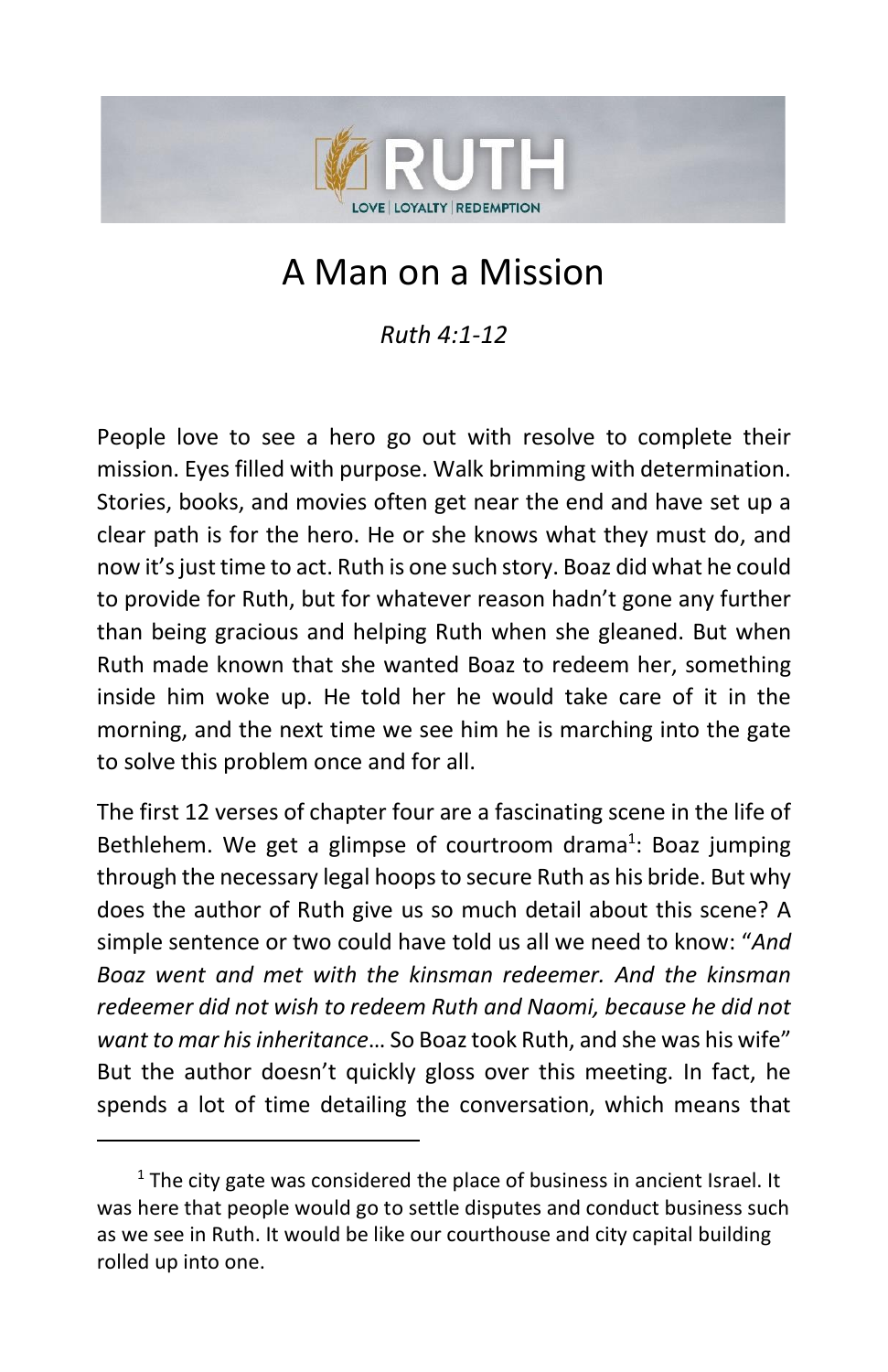RUTH

LOVE | LOYALTY | REDEMPTION

# A Man on a Mission

*Ruth 4:1-12*

People love to see a hero go out with resolve to complete their mission. Eyes filled with purpose. Walk brimming with determination. Stories, books, and movies often get near the end and have set up a clear path is for the hero. He or she knows what they must do, and now it's just time to act. Ruth is one such story. Boaz did what he could to provide for Ruth, but for whatever reason hadn't gone any further than being gracious and helping Ruth when she gleaned. But when Ruth made known that she wanted Boaz to redeem her, something inside him woke up. He told her he would take care of it in the morning, and the next time we see him he is marching into the gate to solve this problem once and for all.

The first 12 verses of chapter four are a fascinating scene in the life of Bethlehem. We get a glimpse of courtroom drama[1]: Boaz jumping through the necessary legal hoops to secure Ruth as his bride. But why does the author of Ruth give us so much detail about this scene? A simple sentence or two could have told us all we need to know: "*And Boaz went and met with the kinsman redeemer. And the kinsman redeemer did not wish to redeem Ruth and Naomi, because he did not want to mar his inheritance*… So Boaz took Ruth, and she was his wife" But the author doesn't quickly gloss over this meeting. In fact, he spends a lot of time detailing the conversation, which means that

[1] The city gate was considered the place of business in ancient Israel. It was here that people would go to settle disputes and conduct business such as we see in Ruth. It would be like our courthouse and city capital building rolled up into one.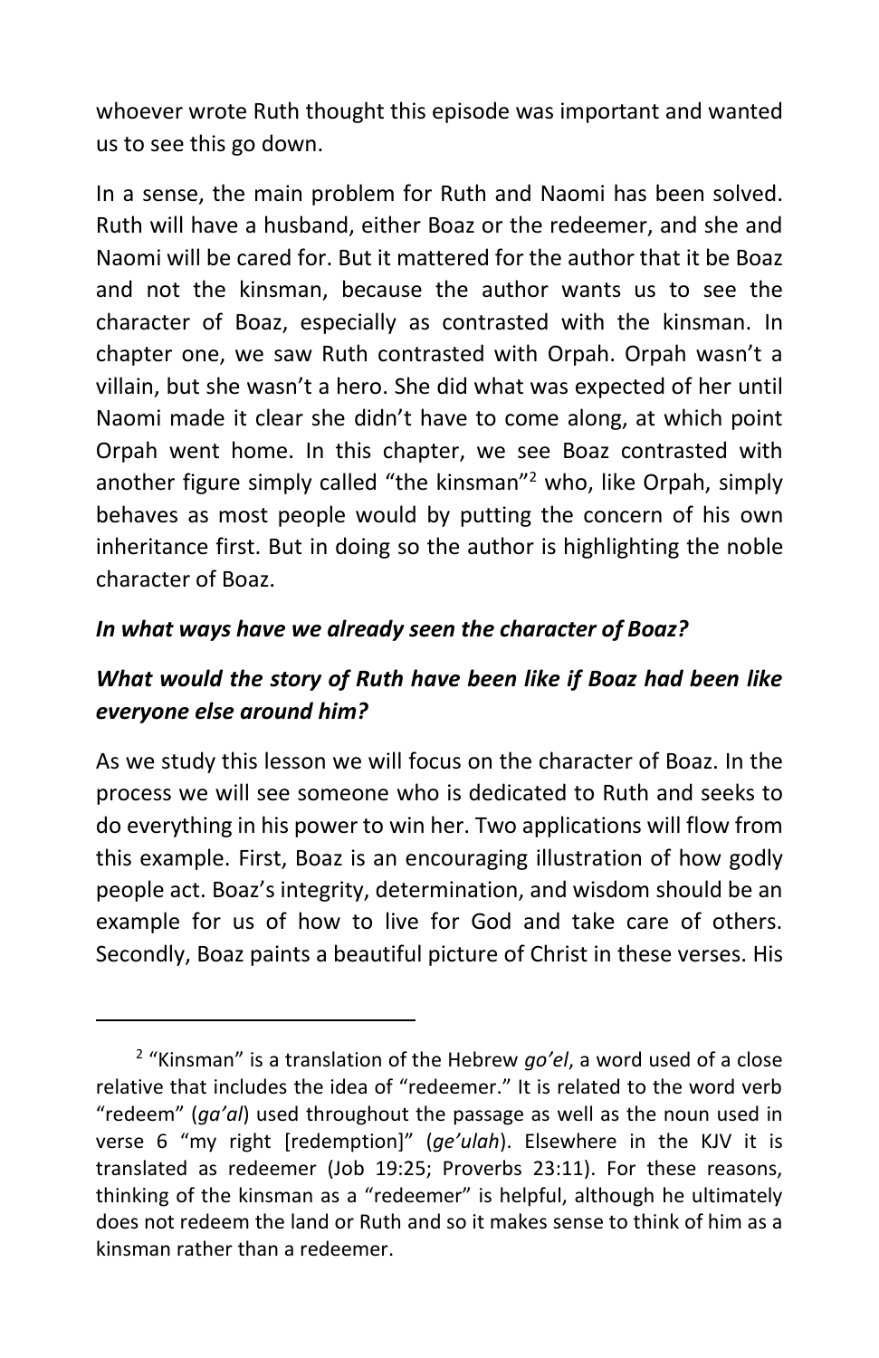whoever wrote Ruth thought this episode was important and wanted us to see this go down.

In a sense, the main problem for Ruth and Naomi has been solved. Ruth will have a husband, either Boaz or the redeemer, and she and Naomi will be cared for. But it mattered for the author that it be Boaz and not the kinsman, because the author wants us to see the character of Boaz, especially as contrasted with the kinsman. In chapter one, we saw Ruth contrasted with Orpah. Orpah wasn't a villain, but she wasn't a hero. She did what was expected of her until Naomi made it clear she didn't have to come along, at which point Orpah went home. In this chapter, we see Boaz contrasted with another figure simply called "the kinsman"[2] who, like Orpah, simply behaves as most people would by putting the concern of his own inheritance first. But in doing so the author is highlighting the noble character of Boaz.

***In what ways have we already seen the character of Boaz?***

***What would the story of Ruth have been like if Boaz had been like everyone else around him?***

As we study this lesson we will focus on the character of Boaz. In the process we will see someone who is dedicated to Ruth and seeks to do everything in his power to win her. Two applications will flow from this example. First, Boaz is an encouraging illustration of how godly people act. Boaz's integrity, determination, and wisdom should be an example for us of how to live for God and take care of others. Secondly, Boaz paints a beautiful picture of Christ in these verses. His

---

[2] "Kinsman" is a translation of the Hebrew *go'el*, a word used of a close relative that includes the idea of "redeemer." It is related to the word verb "redeem" (*ga'al*) used throughout the passage as well as the noun used in verse 6 "my right [redemption]" (*ge'ulah*). Elsewhere in the KJV it is translated as redeemer (Job 19:25; Proverbs 23:11). For these reasons, thinking of the kinsman as a "redeemer" is helpful, although he ultimately does not redeem the land or Ruth and so it makes sense to think of him as a kinsman rather than a redeemer.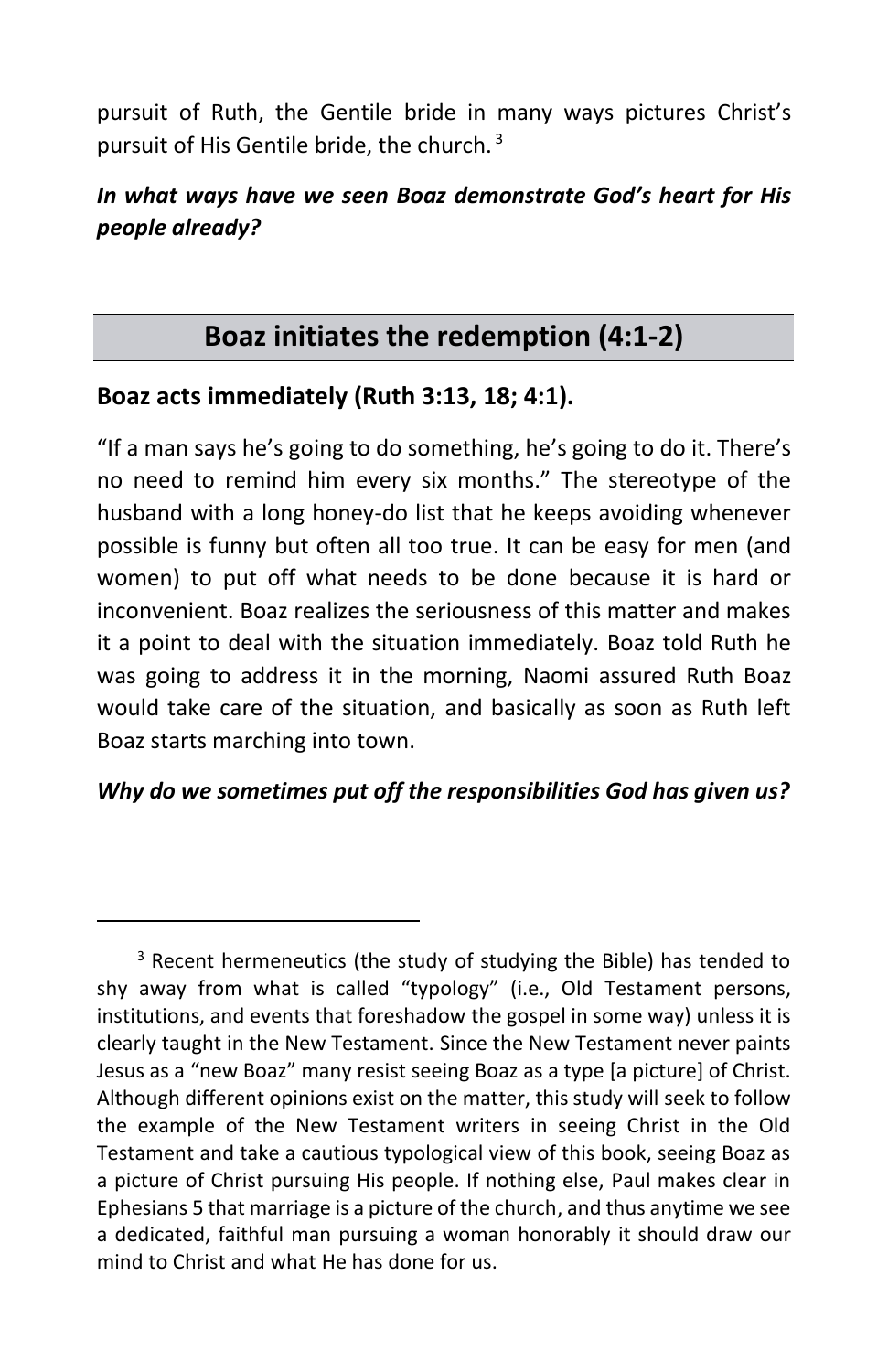pursuit of Ruth, the Gentile bride in many ways pictures Christ's pursuit of His Gentile bride, the church.[3]

***In what ways have we seen Boaz demonstrate God's heart for His people already?***

## Boaz initiates the redemption (4:1-2)

### Boaz acts immediately (Ruth 3:13, 18; 4:1).

"If a man says he's going to do something, he's going to do it. There's no need to remind him every six months." The stereotype of the husband with a long honey-do list that he keeps avoiding whenever possible is funny but often all too true. It can be easy for men (and women) to put off what needs to be done because it is hard or inconvenient. Boaz realizes the seriousness of this matter and makes it a point to deal with the situation immediately. Boaz told Ruth he was going to address it in the morning, Naomi assured Ruth Boaz would take care of the situation, and basically as soon as Ruth left Boaz starts marching into town.

***Why do we sometimes put off the responsibilities God has given us?***

---

[3] Recent hermeneutics (the study of studying the Bible) has tended to shy away from what is called "typology" (i.e., Old Testament persons, institutions, and events that foreshadow the gospel in some way) unless it is clearly taught in the New Testament. Since the New Testament never paints Jesus as a "new Boaz" many resist seeing Boaz as a type [a picture] of Christ. Although different opinions exist on the matter, this study will seek to follow the example of the New Testament writers in seeing Christ in the Old Testament and take a cautious typological view of this book, seeing Boaz as a picture of Christ pursuing His people. If nothing else, Paul makes clear in Ephesians 5 that marriage is a picture of the church, and thus anytime we see a dedicated, faithful man pursuing a woman honorably it should draw our mind to Christ and what He has done for us.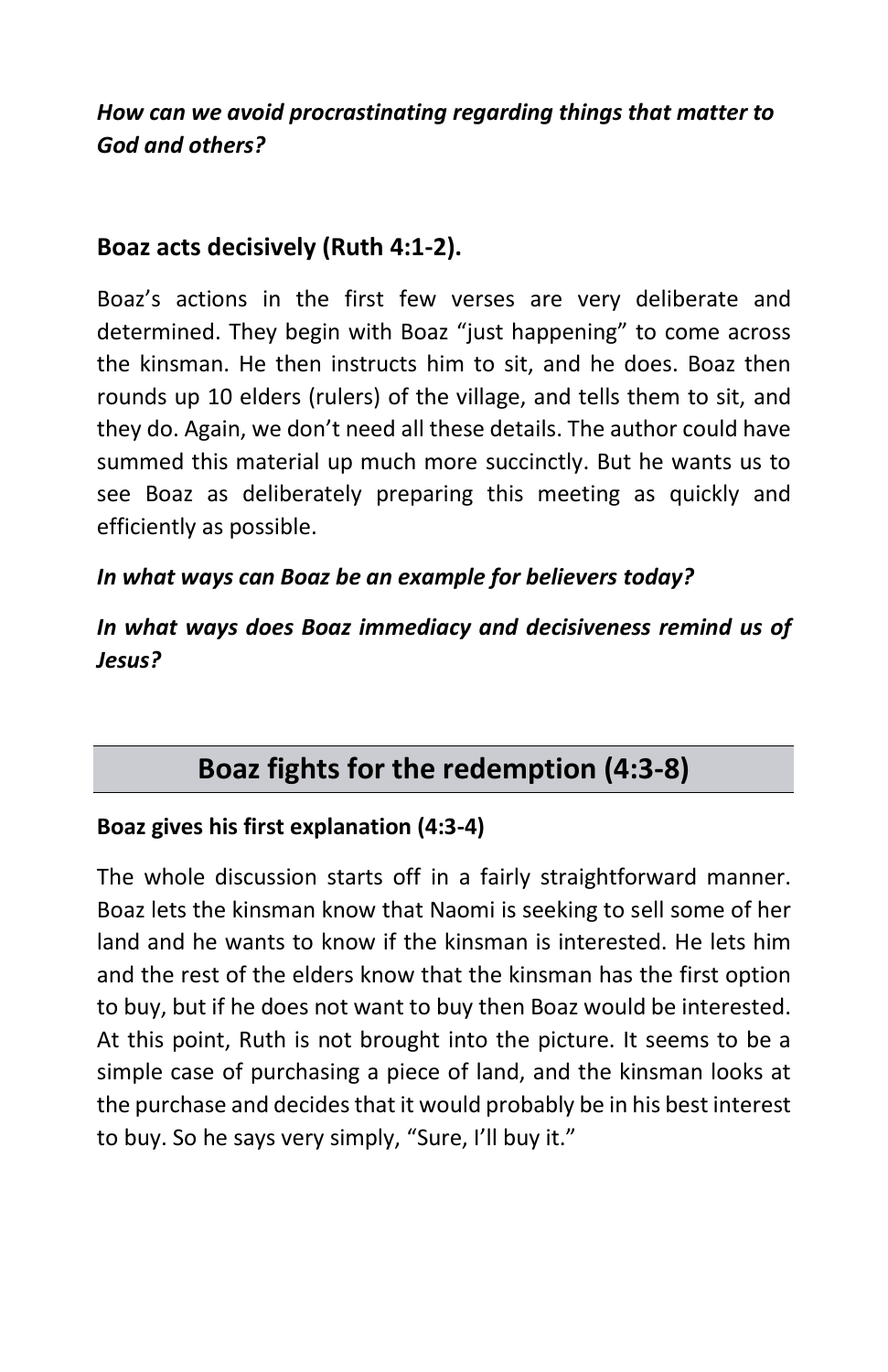***How can we avoid procrastinating regarding things that matter to God and others?***

### Boaz acts decisively (Ruth 4:1-2).

Boaz's actions in the first few verses are very deliberate and determined. They begin with Boaz "just happening" to come across the kinsman. He then instructs him to sit, and he does. Boaz then rounds up 10 elders (rulers) of the village, and tells them to sit, and they do. Again, we don't need all these details. The author could have summed this material up much more succinctly. But he wants us to see Boaz as deliberately preparing this meeting as quickly and efficiently as possible.

***In what ways can Boaz be an example for believers today?***

***In what ways does Boaz immediacy and decisiveness remind us of Jesus?***

## Boaz fights for the redemption (4:3-8)

#### Boaz gives his first explanation (4:3-4)

The whole discussion starts off in a fairly straightforward manner. Boaz lets the kinsman know that Naomi is seeking to sell some of her land and he wants to know if the kinsman is interested. He lets him and the rest of the elders know that the kinsman has the first option to buy, but if he does not want to buy then Boaz would be interested. At this point, Ruth is not brought into the picture. It seems to be a simple case of purchasing a piece of land, and the kinsman looks at the purchase and decides that it would probably be in his best interest to buy. So he says very simply, "Sure, I'll buy it."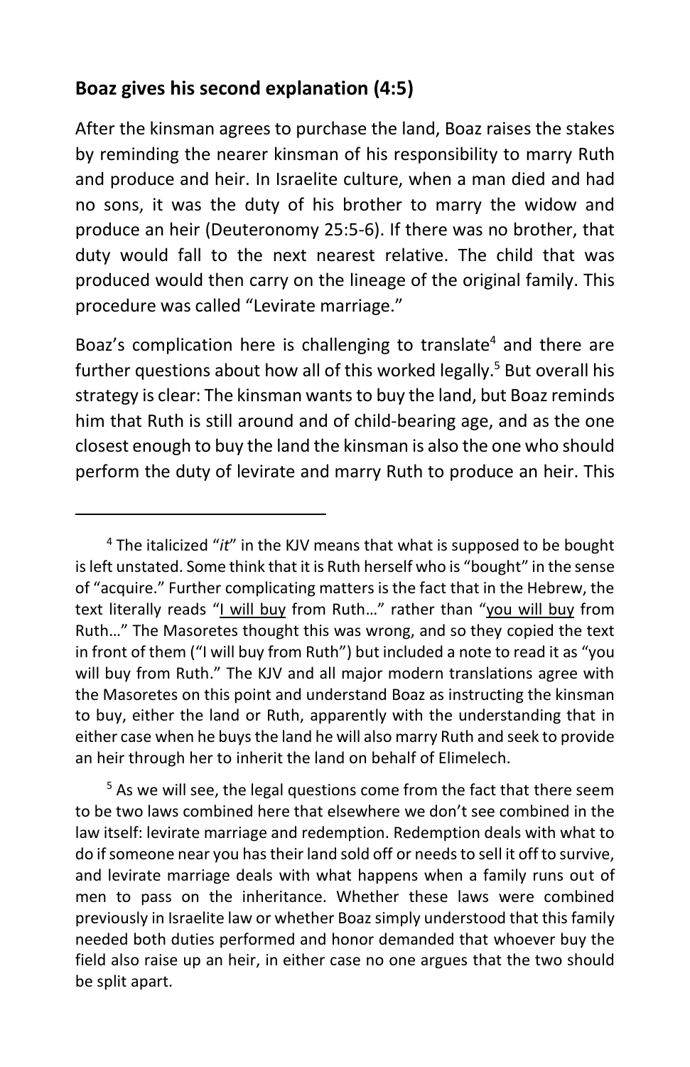## Boaz gives his second explanation (4:5)

After the kinsman agrees to purchase the land, Boaz raises the stakes by reminding the nearer kinsman of his responsibility to marry Ruth and produce and heir. In Israelite culture, when a man died and had no sons, it was the duty of his brother to marry the widow and produce an heir (Deuteronomy 25:5-6). If there was no brother, that duty would fall to the next nearest relative. The child that was produced would then carry on the lineage of the original family. This procedure was called "Levirate marriage."

Boaz's complication here is challenging to translate[4] and there are further questions about how all of this worked legally.[5] But overall his strategy is clear: The kinsman wants to buy the land, but Boaz reminds him that Ruth is still around and of child-bearing age, and as the one closest enough to buy the land the kinsman is also the one who should perform the duty of levirate and marry Ruth to produce an heir. This

---

[4] The italicized "*it*" in the KJV means that what is supposed to be bought is left unstated. Some think that it is Ruth herself who is "bought" in the sense of "acquire." Further complicating matters is the fact that in the Hebrew, the text literally reads "<u>I will buy</u> from Ruth…" rather than "<u>you will buy</u> from Ruth…" The Masoretes thought this was wrong, and so they copied the text in front of them ("I will buy from Ruth") but included a note to read it as "you will buy from Ruth." The KJV and all major modern translations agree with the Masoretes on this point and understand Boaz as instructing the kinsman to buy, either the land or Ruth, apparently with the understanding that in either case when he buys the land he will also marry Ruth and seek to provide an heir through her to inherit the land on behalf of Elimelech.

[5] As we will see, the legal questions come from the fact that there seem to be two laws combined here that elsewhere we don't see combined in the law itself: levirate marriage and redemption. Redemption deals with what to do if someone near you has their land sold off or needs to sell it off to survive, and levirate marriage deals with what happens when a family runs out of men to pass on the inheritance. Whether these laws were combined previously in Israelite law or whether Boaz simply understood that this family needed both duties performed and honor demanded that whoever buy the field also raise up an heir, in either case no one argues that the two should be split apart.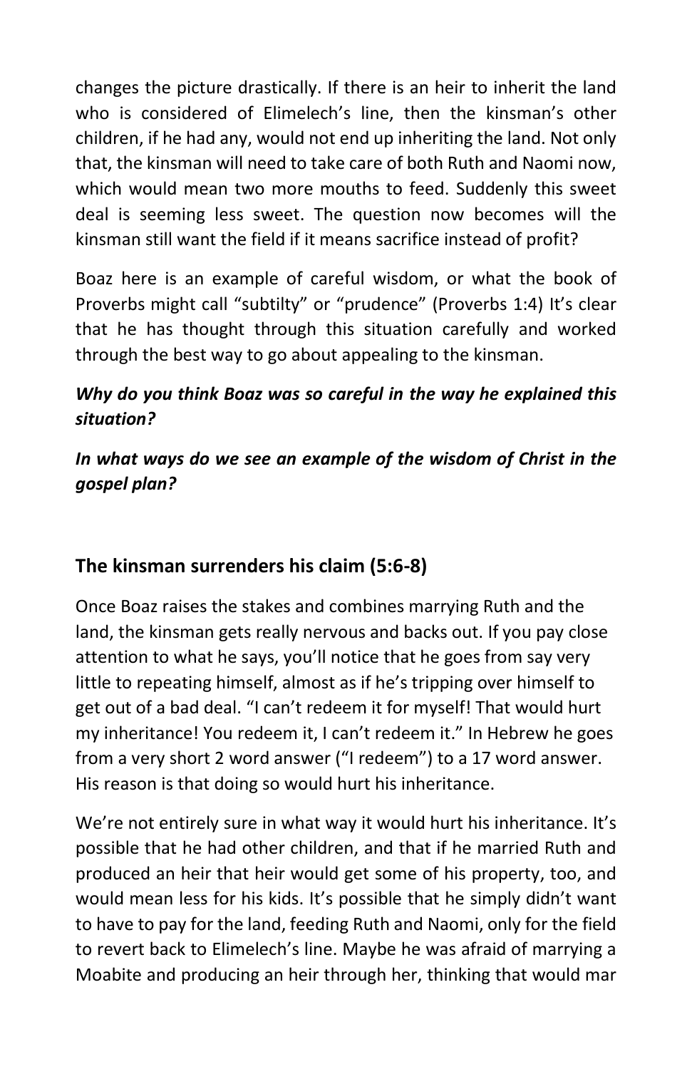changes the picture drastically. If there is an heir to inherit the land who is considered of Elimelech's line, then the kinsman's other children, if he had any, would not end up inheriting the land. Not only that, the kinsman will need to take care of both Ruth and Naomi now, which would mean two more mouths to feed. Suddenly this sweet deal is seeming less sweet. The question now becomes will the kinsman still want the field if it means sacrifice instead of profit?

Boaz here is an example of careful wisdom, or what the book of Proverbs might call "subtilty" or "prudence" (Proverbs 1:4) It's clear that he has thought through this situation carefully and worked through the best way to go about appealing to the kinsman.

***Why do you think Boaz was so careful in the way he explained this situation?***

***In what ways do we see an example of the wisdom of Christ in the gospel plan?***

## The kinsman surrenders his claim (5:6-8)

Once Boaz raises the stakes and combines marrying Ruth and the land, the kinsman gets really nervous and backs out. If you pay close attention to what he says, you'll notice that he goes from say very little to repeating himself, almost as if he's tripping over himself to get out of a bad deal. "I can't redeem it for myself! That would hurt my inheritance! You redeem it, I can't redeem it." In Hebrew he goes from a very short 2 word answer ("I redeem") to a 17 word answer. His reason is that doing so would hurt his inheritance.

We're not entirely sure in what way it would hurt his inheritance. It's possible that he had other children, and that if he married Ruth and produced an heir that heir would get some of his property, too, and would mean less for his kids. It's possible that he simply didn't want to have to pay for the land, feeding Ruth and Naomi, only for the field to revert back to Elimelech's line. Maybe he was afraid of marrying a Moabite and producing an heir through her, thinking that would mar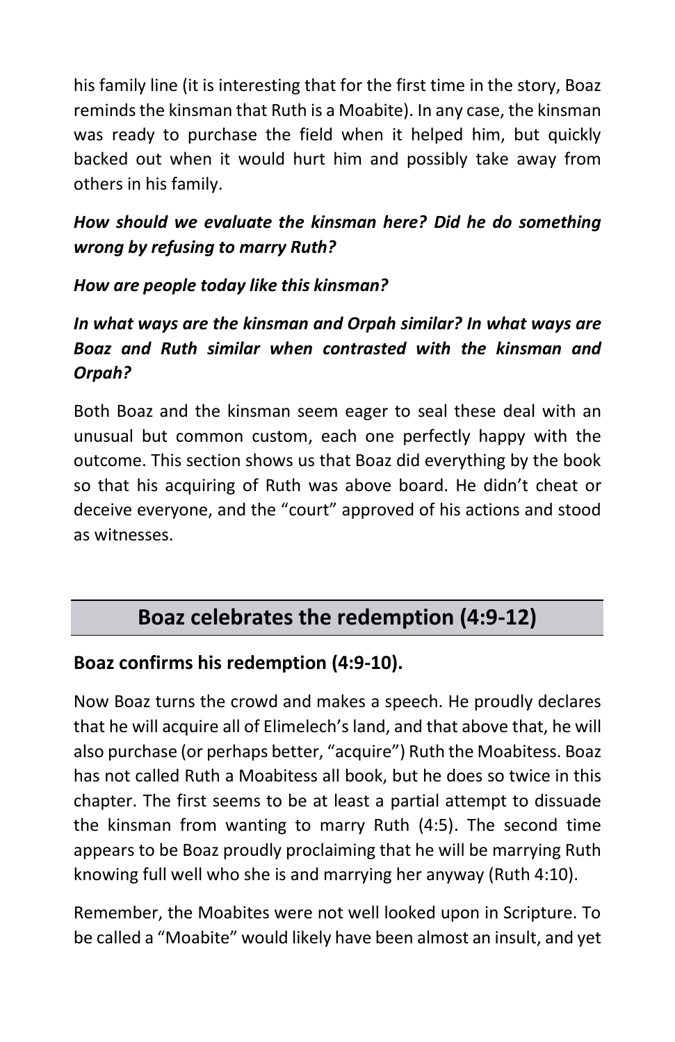his family line (it is interesting that for the first time in the story, Boaz reminds the kinsman that Ruth is a Moabite). In any case, the kinsman was ready to purchase the field when it helped him, but quickly backed out when it would hurt him and possibly take away from others in his family.

***How should we evaluate the kinsman here? Did he do something wrong by refusing to marry Ruth?***

***How are people today like this kinsman?***

***In what ways are the kinsman and Orpah similar? In what ways are Boaz and Ruth similar when contrasted with the kinsman and Orpah?***

Both Boaz and the kinsman seem eager to seal these deal with an unusual but common custom, each one perfectly happy with the outcome. This section shows us that Boaz did everything by the book so that his acquiring of Ruth was above board. He didn't cheat or deceive everyone, and the "court" approved of his actions and stood as witnesses.

## Boaz celebrates the redemption (4:9-12)

### Boaz confirms his redemption (4:9-10).

Now Boaz turns the crowd and makes a speech. He proudly declares that he will acquire all of Elimelech's land, and that above that, he will also purchase (or perhaps better, "acquire") Ruth the Moabitess. Boaz has not called Ruth a Moabitess all book, but he does so twice in this chapter. The first seems to be at least a partial attempt to dissuade the kinsman from wanting to marry Ruth (4:5). The second time appears to be Boaz proudly proclaiming that he will be marrying Ruth knowing full well who she is and marrying her anyway (Ruth 4:10).

Remember, the Moabites were not well looked upon in Scripture. To be called a "Moabite" would likely have been almost an insult, and yet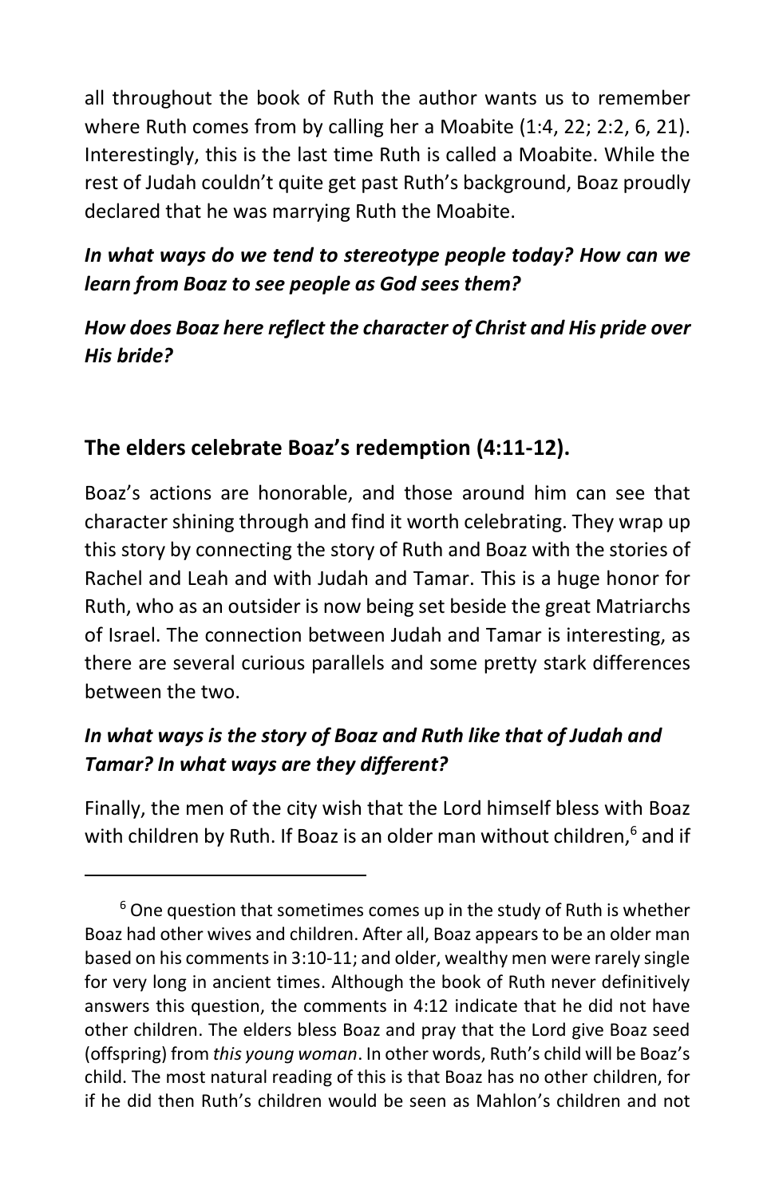all throughout the book of Ruth the author wants us to remember where Ruth comes from by calling her a Moabite (1:4, 22; 2:2, 6, 21). Interestingly, this is the last time Ruth is called a Moabite. While the rest of Judah couldn't quite get past Ruth's background, Boaz proudly declared that he was marrying Ruth the Moabite.

***In what ways do we tend to stereotype people today? How can we learn from Boaz to see people as God sees them?***

***How does Boaz here reflect the character of Christ and His pride over His bride?***

## The elders celebrate Boaz's redemption (4:11-12).

Boaz's actions are honorable, and those around him can see that character shining through and find it worth celebrating. They wrap up this story by connecting the story of Ruth and Boaz with the stories of Rachel and Leah and with Judah and Tamar. This is a huge honor for Ruth, who as an outsider is now being set beside the great Matriarchs of Israel. The connection between Judah and Tamar is interesting, as there are several curious parallels and some pretty stark differences between the two.

***In what ways is the story of Boaz and Ruth like that of Judah and Tamar? In what ways are they different?***

Finally, the men of the city wish that the Lord himself bless with Boaz with children by Ruth. If Boaz is an older man without children,[6] and if

---

[6] One question that sometimes comes up in the study of Ruth is whether Boaz had other wives and children. After all, Boaz appears to be an older man based on his comments in 3:10-11; and older, wealthy men were rarely single for very long in ancient times. Although the book of Ruth never definitively answers this question, the comments in 4:12 indicate that he did not have other children. The elders bless Boaz and pray that the Lord give Boaz seed (offspring) from *this young woman*. In other words, Ruth's child will be Boaz's child. The most natural reading of this is that Boaz has no other children, for if he did then Ruth's children would be seen as Mahlon's children and not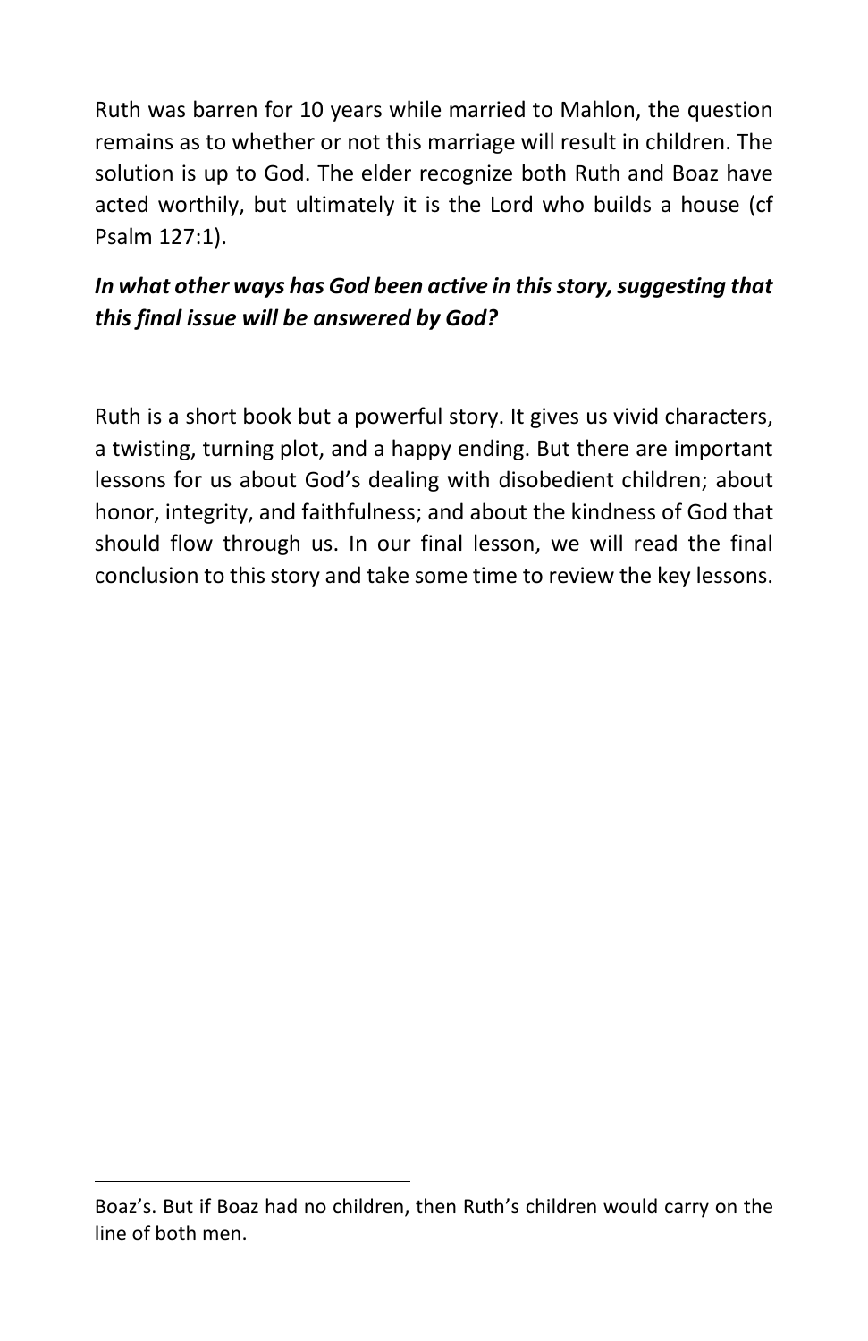Ruth was barren for 10 years while married to Mahlon, the question remains as to whether or not this marriage will result in children. The solution is up to God. The elder recognize both Ruth and Boaz have acted worthily, but ultimately it is the Lord who builds a house (cf Psalm 127:1).

***In what other ways has God been active in this story, suggesting that this final issue will be answered by God?***

Ruth is a short book but a powerful story. It gives us vivid characters, a twisting, turning plot, and a happy ending. But there are important lessons for us about God's dealing with disobedient children; about honor, integrity, and faithfulness; and about the kindness of God that should flow through us. In our final lesson, we will read the final conclusion to this story and take some time to review the key lessons.

---

Boaz's. But if Boaz had no children, then Ruth's children would carry on the line of both men.